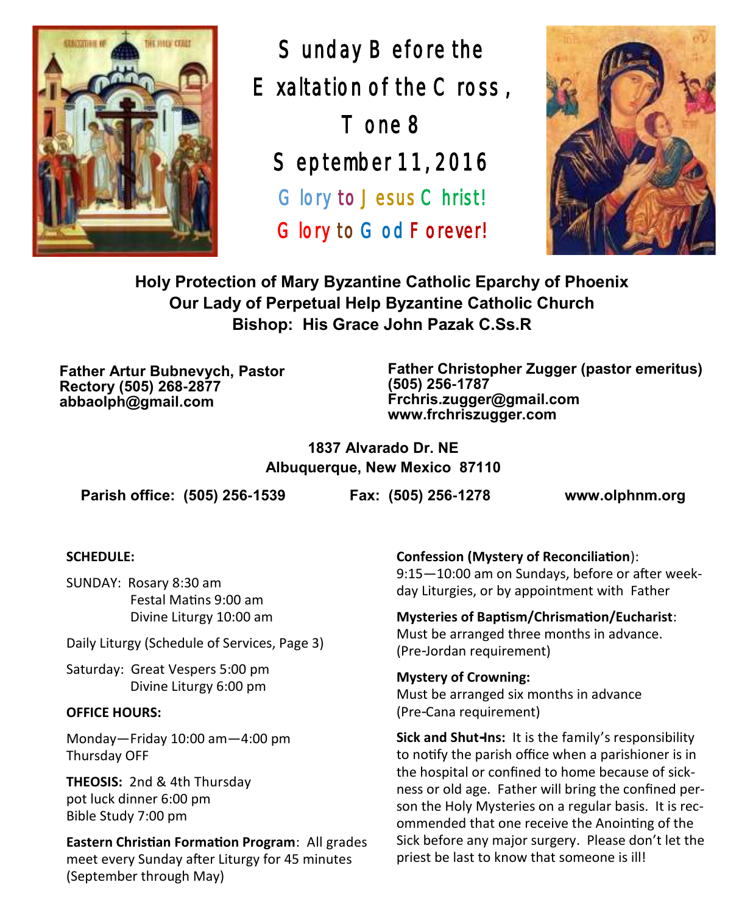# Sunday Before the Exaltation of the Cross, Tone 8

## September 11, 2016

Glory to Jesus Christ!

Glory to God Forever!

**Holy Protection of Mary Byzantine Catholic Eparchy of Phoenix**
**Our Lady of Perpetual Help Byzantine Catholic Church**
**Bishop: His Grace John Pazak C.Ss.R**

**Father Artur Bubnevych, Pastor**
**Rectory (505) 268-2877**
**abbaolph@gmail.com**

**Father Christopher Zugger (pastor emeritus)**
**(505) 256-1787**
**Frchris.zugger@gmail.com**
**www.frchriszugger.com**

**1837 Alvarado Dr. NE**
**Albuquerque, New Mexico 87110**

**Parish office: (505) 256-1539** **Fax: (505) 256-1278** **www.olphnm.org**

**SCHEDULE:**

SUNDAY: Rosary 8:30 am
Festal Matins 9:00 am
Divine Liturgy 10:00 am

Daily Liturgy (Schedule of Services, Page 3)

Saturday: Great Vespers 5:00 pm
Divine Liturgy 6:00 pm

**OFFICE HOURS:**

Monday—Friday 10:00 am—4:00 pm
Thursday OFF

**THEOSIS:** 2nd & 4th Thursday
pot luck dinner 6:00 pm
Bible Study 7:00 pm

**Eastern Christian Formation Program**: All grades meet every Sunday after Liturgy for 45 minutes (September through May)

**Confession (Mystery of Reconciliation)**:
9:15—10:00 am on Sundays, before or after weekday Liturgies, or by appointment with Father

**Mysteries of Baptism/Chrismation/Eucharist**:
Must be arranged three months in advance. (Pre-Jordan requirement)

**Mystery of Crowning:**
Must be arranged six months in advance (Pre-Cana requirement)

**Sick and Shut-Ins:** It is the family's responsibility to notify the parish office when a parishioner is in the hospital or confined to home because of sickness or old age. Father will bring the confined person the Holy Mysteries on a regular basis. It is recommended that one receive the Anointing of the Sick before any major surgery. Please don't let the priest be last to know that someone is ill!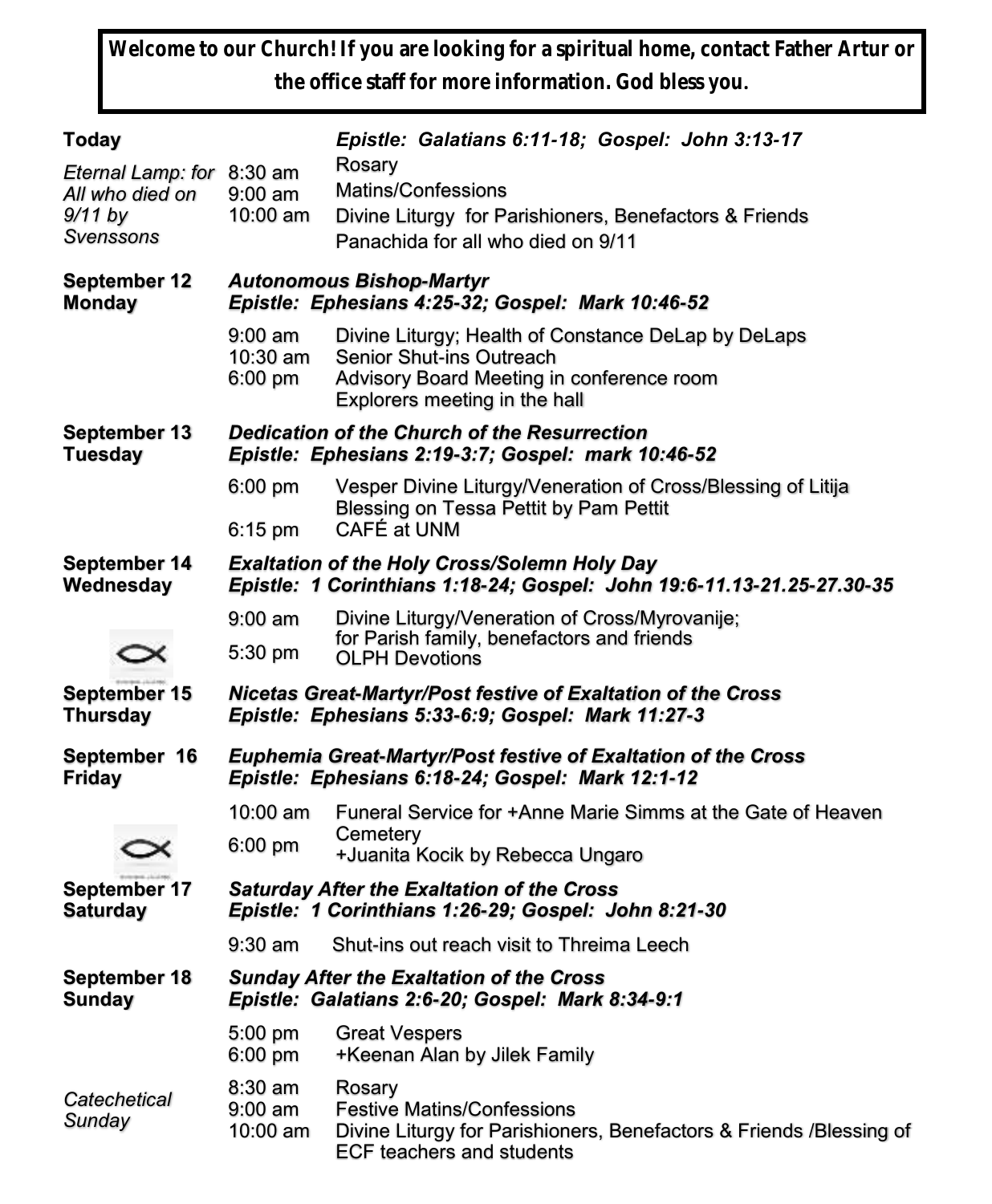**Welcome to our Church! If you are looking for a spiritual home, contact Father Artur or the office staff for more information. God bless you.**

**Today** — *Epistle: Galatians 6:11-18; Gospel: John 3:13-17*

*Eternal Lamp: for All who died on 9/11 by Svenssons*

| | |
|---|---|
| 8:30 am | Rosary |
| 9:00 am | Matins/Confessions |
| 10:00 am | Divine Liturgy for Parishioners, Benefactors & Friends |
| | Panachida for all who died on 9/11 |

**September 12 Monday** — ***Autonomous Bishop-Martyr***
***Epistle: Ephesians 4:25-32; Gospel: Mark 10:46-52***

| | |
|---|---|
| 9:00 am | Divine Liturgy; Health of Constance DeLap by DeLaps |
| 10:30 am | Senior Shut-ins Outreach |
| 6:00 pm | Advisory Board Meeting in conference room |
| | Explorers meeting in the hall |

**September 13 Tuesday** — ***Dedication of the Church of the Resurrection***
***Epistle: Ephesians 2:19-3:7; Gospel: mark 10:46-52***

| | |
|---|---|
| 6:00 pm | Vesper Divine Liturgy/Veneration of Cross/Blessing of Litija |
| | Blessing on Tessa Pettit by Pam Pettit |
| 6:15 pm | CAFÉ at UNM |

**September 14 Wednesday** — ***Exaltation of the Holy Cross/Solemn Holy Day***
***Epistle: 1 Corinthians 1:18-24; Gospel: John 19:6-11.13-21.25-27.30-35***

| | |
|---|---|
| 9:00 am | Divine Liturgy/Veneration of Cross/Myrovanije; for Parish family, benefactors and friends |
| 5:30 pm | OLPH Devotions |

**September 15 Thursday** — ***Nicetas Great-Martyr/Post festive of Exaltation of the Cross***
***Epistle: Ephesians 5:33-6:9; Gospel: Mark 11:27-3***

**September 16 Friday** — ***Euphemia Great-Martyr/Post festive of Exaltation of the Cross***
***Epistle: Ephesians 6:18-24; Gospel: Mark 12:1-12***

| | |
|---|---|
| 10:00 am | Funeral Service for +Anne Marie Simms at the Gate of Heaven Cemetery |
| 6:00 pm | +Juanita Kocik by Rebecca Ungaro |

**September 17 Saturday** — ***Saturday After the Exaltation of the Cross***
***Epistle: 1 Corinthians 1:26-29; Gospel: John 8:21-30***

| | |
|---|---|
| 9:30 am | Shut-ins out reach visit to Threima Leech |

**September 18 Sunday** — ***Sunday After the Exaltation of the Cross***
***Epistle: Galatians 2:6-20; Gospel: Mark 8:34-9:1***

| | |
|---|---|
| 5:00 pm | Great Vespers |
| 6:00 pm | +Keenan Alan by Jilek Family |

*Catechetical Sunday*

| | |
|---|---|
| 8:30 am | Rosary |
| 9:00 am | Festive Matins/Confessions |
| 10:00 am | Divine Liturgy for Parishioners, Benefactors & Friends /Blessing of ECF teachers and students |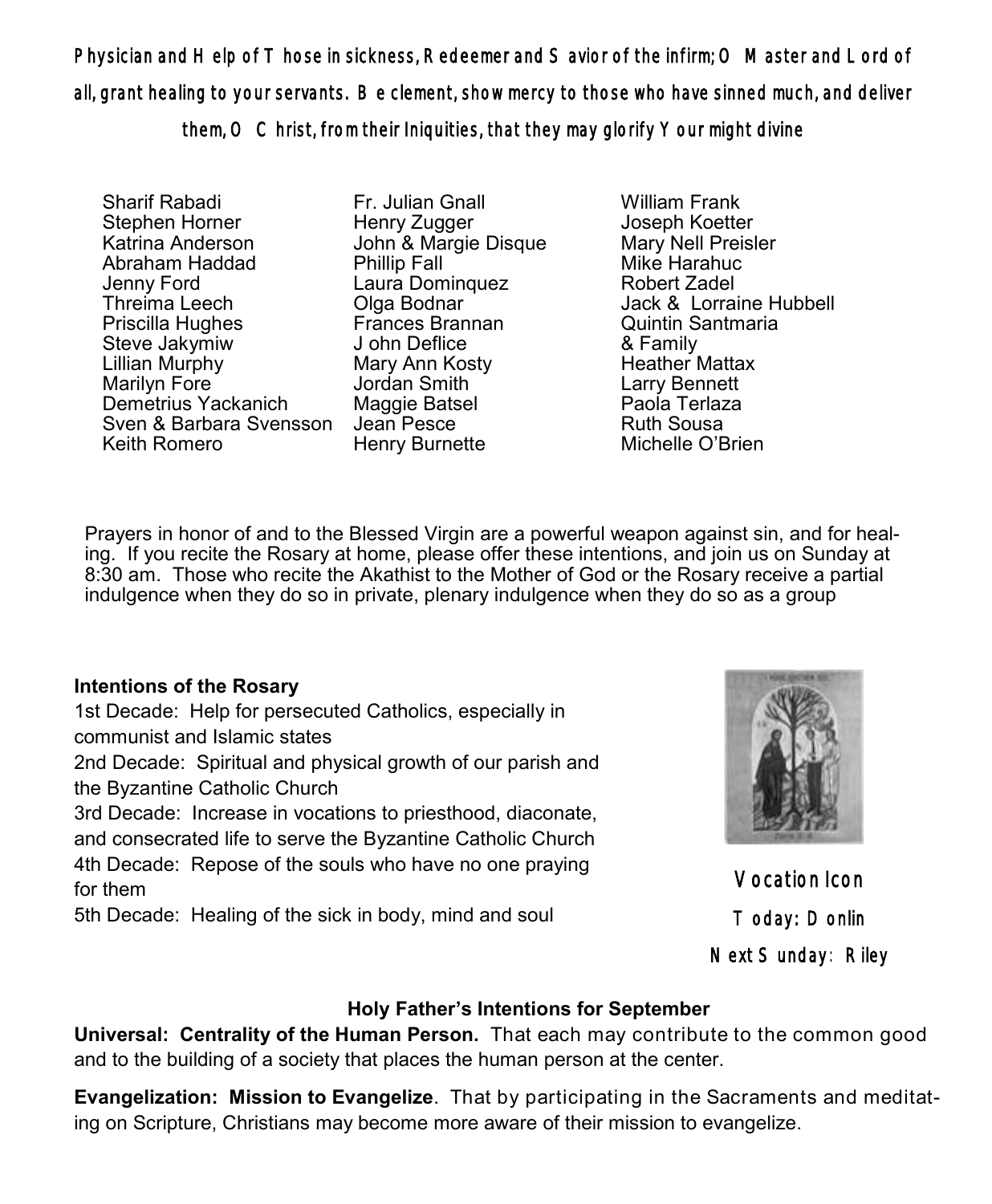Physician and Help of Those in sickness, Redeemer and Savior of the infirm; O Master and Lord of all, grant healing to your servants. Be clement, show mercy to those who have sinned much, and deliver them, O Christ, from their Iniquities, that they may glorify Your might divine

Sharif Rabadi
Stephen Horner
Katrina Anderson
Abraham Haddad
Jenny Ford
Threima Leech
Priscilla Hughes
Steve Jakymiw
Lillian Murphy
Marilyn Fore
Demetrius Yackanich
Sven & Barbara Svensson
Keith Romero

Fr. Julian Gnall
Henry Zugger
John & Margie Disque
Phillip Fall
Laura Dominquez
Olga Bodnar
Frances Brannan
J ohn Deflice
Mary Ann Kosty
Jordan Smith
Maggie Batsel
Jean Pesce
Henry Burnette

William Frank
Joseph Koetter
Mary Nell Preisler
Mike Harahuc
Robert Zadel
Jack & Lorraine Hubbell
Quintin Santmaria
& Family
Heather Mattax
Larry Bennett
Paola Terlaza
Ruth Sousa
Michelle O'Brien

Prayers in honor of and to the Blessed Virgin are a powerful weapon against sin, and for healing. If you recite the Rosary at home, please offer these intentions, and join us on Sunday at 8:30 am. Those who recite the Akathist to the Mother of God or the Rosary receive a partial indulgence when they do so in private, plenary indulgence when they do so as a group

**Intentions of the Rosary**

1st Decade: Help for persecuted Catholics, especially in communist and Islamic states
2nd Decade: Spiritual and physical growth of our parish and the Byzantine Catholic Church
3rd Decade: Increase in vocations to priesthood, diaconate, and consecrated life to serve the Byzantine Catholic Church
4th Decade: Repose of the souls who have no one praying for them
5th Decade: Healing of the sick in body, mind and soul

Vocation Icon
Today: Donlin
Next Sunday: Riley

**Holy Father's Intentions for September**

**Universal: Centrality of the Human Person.** That each may contribute to the common good and to the building of a society that places the human person at the center.

**Evangelization: Mission to Evangelize**. That by participating in the Sacraments and meditating on Scripture, Christians may become more aware of their mission to evangelize.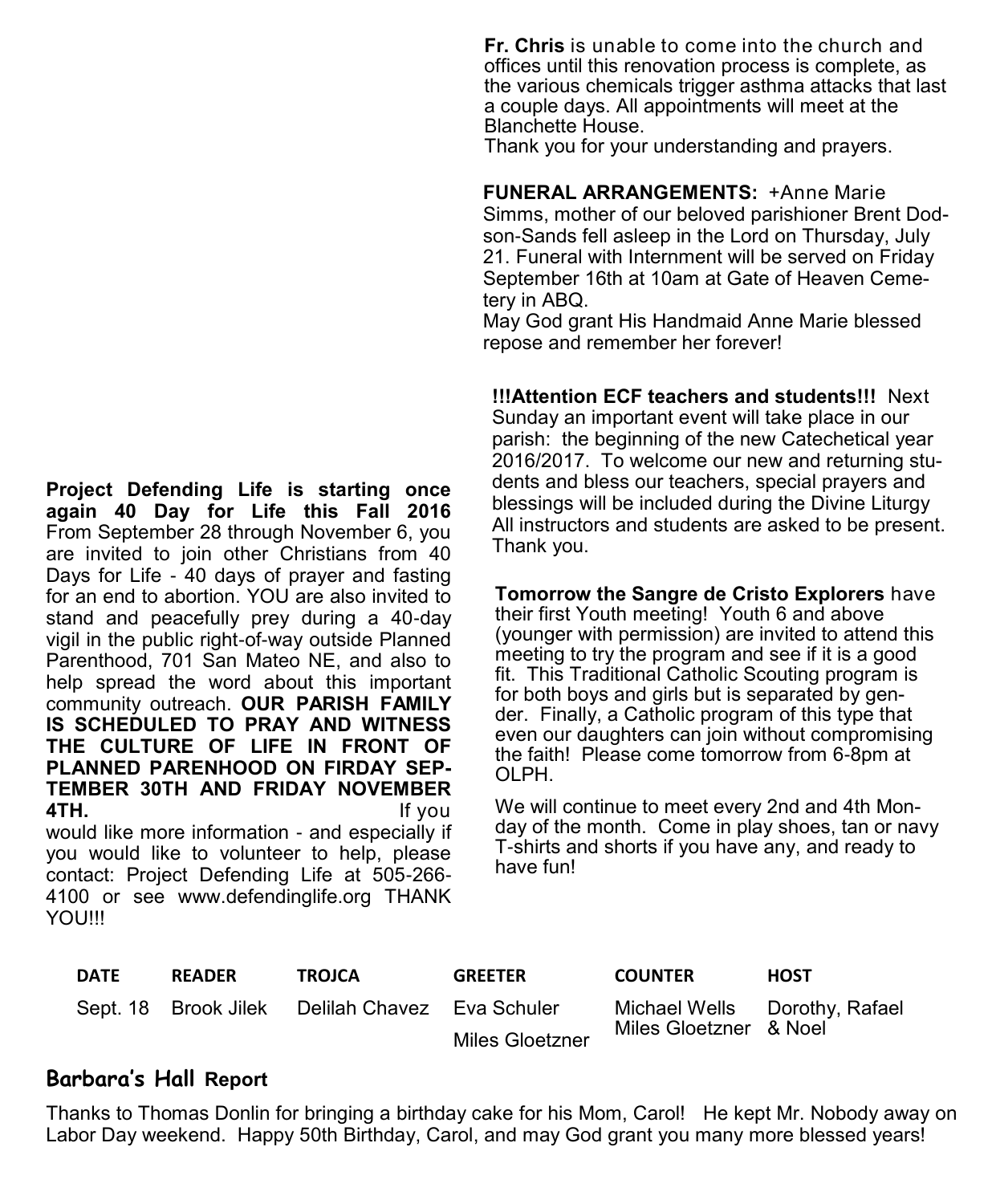**Fr. Chris** is unable to come into the church and offices until this renovation process is complete, as the various chemicals trigger asthma attacks that last a couple days. All appointments will meet at the Blanchette House.
Thank you for your understanding and prayers.

**FUNERAL ARRANGEMENTS:** +Anne Marie Simms, mother of our beloved parishioner Brent Dodson-Sands fell asleep in the Lord on Thursday, July 21. Funeral with Internment will be served on Friday September 16th at 10am at Gate of Heaven Cemetery in ABQ.
May God grant His Handmaid Anne Marie blessed repose and remember her forever!

**!!!Attention ECF teachers and students!!!** Next Sunday an important event will take place in our parish: the beginning of the new Catechetical year 2016/2017. To welcome our new and returning students and bless our teachers, special prayers and blessings will be included during the Divine Liturgy All instructors and students are asked to be present. Thank you.

**Tomorrow the Sangre de Cristo Explorers** have their first Youth meeting! Youth 6 and above (younger with permission) are invited to attend this meeting to try the program and see if it is a good fit. This Traditional Catholic Scouting program is for both boys and girls but is separated by gender. Finally, a Catholic program of this type that even our daughters can join without compromising the faith! Please come tomorrow from 6-8pm at OLPH.

We will continue to meet every 2nd and 4th Monday of the month. Come in play shoes, tan or navy T-shirts and shorts if you have any, and ready to have fun!

**Project Defending Life is starting once again 40 Day for Life this Fall 2016** From September 28 through November 6, you are invited to join other Christians from 40 Days for Life - 40 days of prayer and fasting for an end to abortion. YOU are also invited to stand and peacefully prey during a 40-day vigil in the public right-of-way outside Planned Parenthood, 701 San Mateo NE, and also to help spread the word about this important community outreach. **OUR PARISH FAMILY IS SCHEDULED TO PRAY AND WITNESS THE CULTURE OF LIFE IN FRONT OF PLANNED PARENHOOD ON FIRDAY SEPTEMBER 30TH AND FRIDAY NOVEMBER 4TH.** If you would like more information - and especially if you would like to volunteer to help, please contact: Project Defending Life at 505-266-4100 or see www.defendinglife.org THANK YOU!!!

| DATE | READER | TROJCA | GREETER | COUNTER | HOST |
|---|---|---|---|---|---|
| Sept. 18 | Brook Jilek | Delilah Chavez | Eva Schuler<br>Miles Gloetzner | Michael Wells<br>Miles Gloetzner | Dorothy, Rafael & Noel |

## Barbara's Hall Report

Thanks to Thomas Donlin for bringing a birthday cake for his Mom, Carol! He kept Mr. Nobody away on Labor Day weekend. Happy 50th Birthday, Carol, and may God grant you many more blessed years!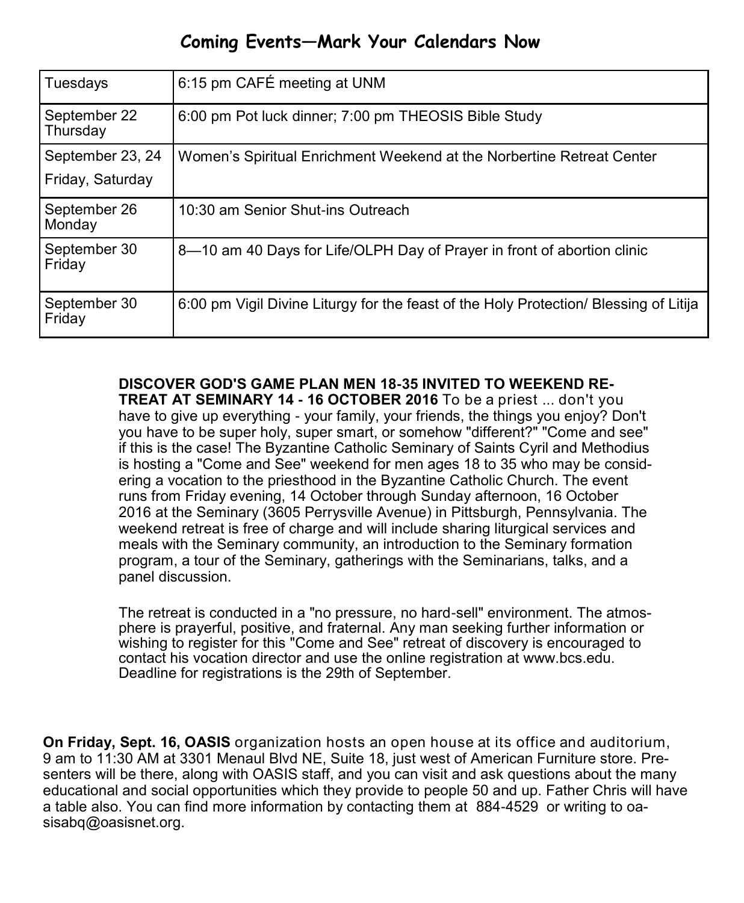## Coming Events—Mark Your Calendars Now

| | |
|---|---|
| Tuesdays | 6:15 pm CAFÉ meeting at UNM |
| September 22 Thursday | 6:00 pm Pot luck dinner; 7:00 pm THEOSIS Bible Study |
| September 23, 24 Friday, Saturday | Women's Spiritual Enrichment Weekend at the Norbertine Retreat Center |
| September 26 Monday | 10:30 am Senior Shut-ins Outreach |
| September 30 Friday | 8—10 am 40 Days for Life/OLPH Day of Prayer in front of abortion clinic |
| September 30 Friday | 6:00 pm Vigil Divine Liturgy for the feast of the Holy Protection/ Blessing of Litija |

**DISCOVER GOD'S GAME PLAN MEN 18-35 INVITED TO WEEKEND RETREAT AT SEMINARY 14 - 16 OCTOBER 2016** To be a priest ... don't you have to give up everything - your family, your friends, the things you enjoy? Don't you have to be super holy, super smart, or somehow "different?" "Come and see" if this is the case! The Byzantine Catholic Seminary of Saints Cyril and Methodius is hosting a "Come and See" weekend for men ages 18 to 35 who may be considering a vocation to the priesthood in the Byzantine Catholic Church. The event runs from Friday evening, 14 October through Sunday afternoon, 16 October 2016 at the Seminary (3605 Perrysville Avenue) in Pittsburgh, Pennsylvania. The weekend retreat is free of charge and will include sharing liturgical services and meals with the Seminary community, an introduction to the Seminary formation program, a tour of the Seminary, gatherings with the Seminarians, talks, and a panel discussion.

The retreat is conducted in a "no pressure, no hard-sell" environment. The atmosphere is prayerful, positive, and fraternal. Any man seeking further information or wishing to register for this "Come and See" retreat of discovery is encouraged to contact his vocation director and use the online registration at www.bcs.edu. Deadline for registrations is the 29th of September.

**On Friday, Sept. 16, OASIS** organization hosts an open house at its office and auditorium, 9 am to 11:30 AM at 3301 Menaul Blvd NE, Suite 18, just west of American Furniture store. Presenters will be there, along with OASIS staff, and you can visit and ask questions about the many educational and social opportunities which they provide to people 50 and up. Father Chris will have a table also. You can find more information by contacting them at 884-4529 or writing to oasisabq@oasisnet.org.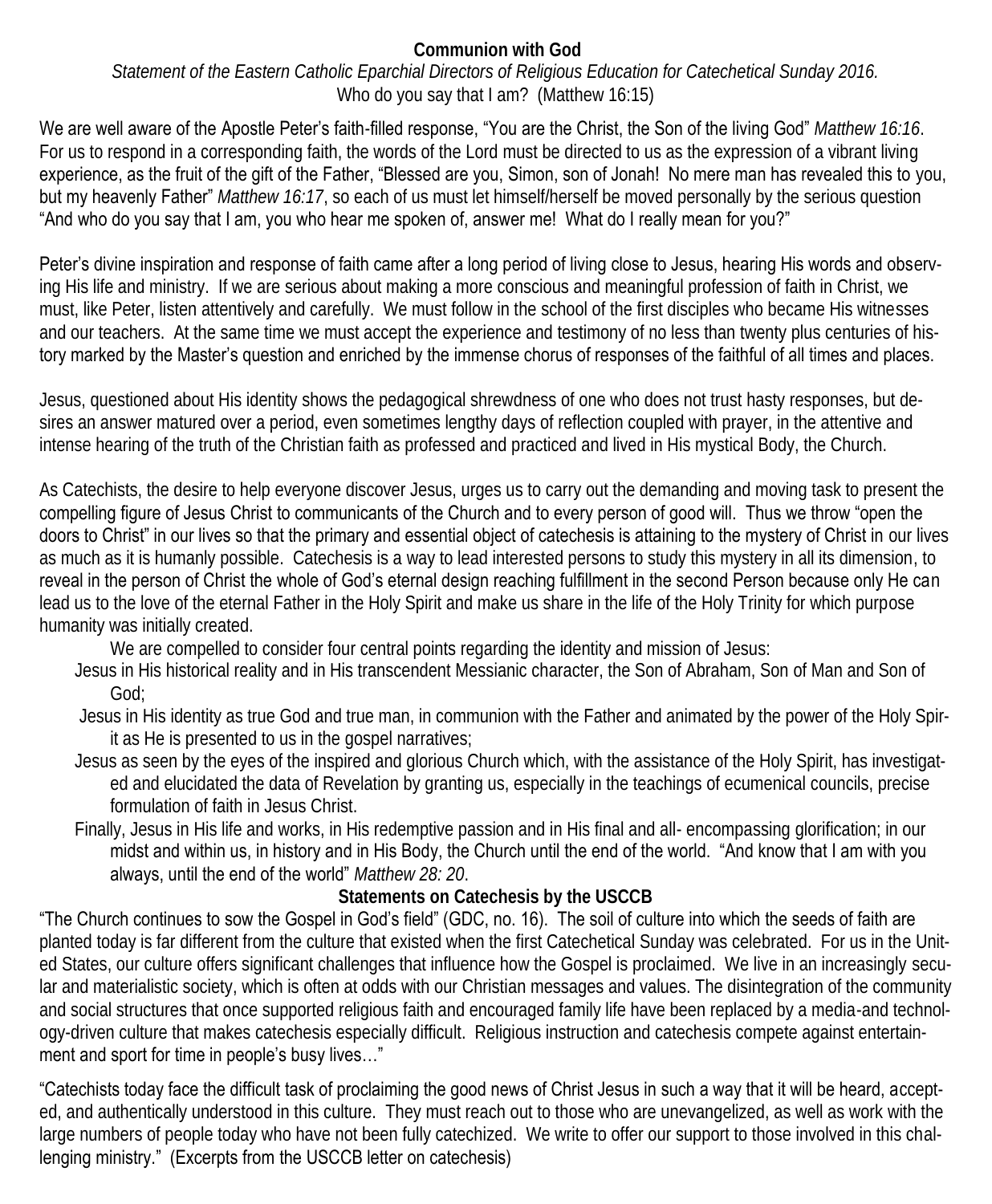**Communion with God**

*Statement of the Eastern Catholic Eparchial Directors of Religious Education for Catechetical Sunday 2016.*

Who do you say that I am? (Matthew 16:15)

We are well aware of the Apostle Peter's faith-filled response, "You are the Christ, the Son of the living God" *Matthew 16:16*. For us to respond in a corresponding faith, the words of the Lord must be directed to us as the expression of a vibrant living experience, as the fruit of the gift of the Father, "Blessed are you, Simon, son of Jonah! No mere man has revealed this to you, but my heavenly Father" *Matthew 16:17*, so each of us must let himself/herself be moved personally by the serious question "And who do you say that I am, you who hear me spoken of, answer me! What do I really mean for you?"

Peter's divine inspiration and response of faith came after a long period of living close to Jesus, hearing His words and observing His life and ministry. If we are serious about making a more conscious and meaningful profession of faith in Christ, we must, like Peter, listen attentively and carefully. We must follow in the school of the first disciples who became His witnesses and our teachers. At the same time we must accept the experience and testimony of no less than twenty plus centuries of history marked by the Master's question and enriched by the immense chorus of responses of the faithful of all times and places.

Jesus, questioned about His identity shows the pedagogical shrewdness of one who does not trust hasty responses, but desires an answer matured over a period, even sometimes lengthy days of reflection coupled with prayer, in the attentive and intense hearing of the truth of the Christian faith as professed and practiced and lived in His mystical Body, the Church.

As Catechists, the desire to help everyone discover Jesus, urges us to carry out the demanding and moving task to present the compelling figure of Jesus Christ to communicants of the Church and to every person of good will. Thus we throw "open the doors to Christ" in our lives so that the primary and essential object of catechesis is attaining to the mystery of Christ in our lives as much as it is humanly possible. Catechesis is a way to lead interested persons to study this mystery in all its dimension, to reveal in the person of Christ the whole of God's eternal design reaching fulfillment in the second Person because only He can lead us to the love of the eternal Father in the Holy Spirit and make us share in the life of the Holy Trinity for which purpose humanity was initially created.

We are compelled to consider four central points regarding the identity and mission of Jesus:

- Jesus in His historical reality and in His transcendent Messianic character, the Son of Abraham, Son of Man and Son of God;
- Jesus in His identity as true God and true man, in communion with the Father and animated by the power of the Holy Spirit as He is presented to us in the gospel narratives;
- Jesus as seen by the eyes of the inspired and glorious Church which, with the assistance of the Holy Spirit, has investigated and elucidated the data of Revelation by granting us, especially in the teachings of ecumenical councils, precise formulation of faith in Jesus Christ.
- Finally, Jesus in His life and works, in His redemptive passion and in His final and all- encompassing glorification; in our midst and within us, in history and in His Body, the Church until the end of the world. "And know that I am with you always, until the end of the world" *Matthew 28: 20*.

**Statements on Catechesis by the USCCB**

"The Church continues to sow the Gospel in God's field" (GDC, no. 16). The soil of culture into which the seeds of faith are planted today is far different from the culture that existed when the first Catechetical Sunday was celebrated. For us in the United States, our culture offers significant challenges that influence how the Gospel is proclaimed. We live in an increasingly secular and materialistic society, which is often at odds with our Christian messages and values. The disintegration of the community and social structures that once supported religious faith and encouraged family life have been replaced by a media-and technology-driven culture that makes catechesis especially difficult. Religious instruction and catechesis compete against entertainment and sport for time in people's busy lives…"

"Catechists today face the difficult task of proclaiming the good news of Christ Jesus in such a way that it will be heard, accepted, and authentically understood in this culture. They must reach out to those who are unevangelized, as well as work with the large numbers of people today who have not been fully catechized. We write to offer our support to those involved in this challenging ministry." (Excerpts from the USCCB letter on catechesis)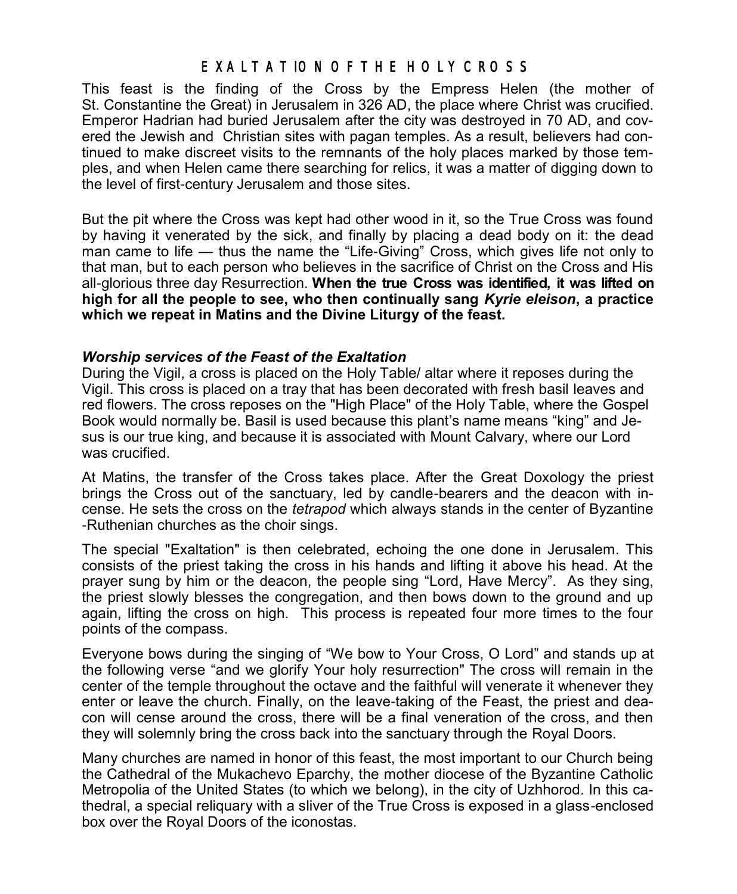## EXALTATION OF THE HOLY CROSS

This feast is the finding of the Cross by the Empress Helen (the mother of St. Constantine the Great) in Jerusalem in 326 AD, the place where Christ was crucified. Emperor Hadrian had buried Jerusalem after the city was destroyed in 70 AD, and covered the Jewish and Christian sites with pagan temples. As a result, believers had continued to make discreet visits to the remnants of the holy places marked by those temples, and when Helen came there searching for relics, it was a matter of digging down to the level of first-century Jerusalem and those sites.

But the pit where the Cross was kept had other wood in it, so the True Cross was found by having it venerated by the sick, and finally by placing a dead body on it: the dead man came to life — thus the name the "Life-Giving" Cross, which gives life not only to that man, but to each person who believes in the sacrifice of Christ on the Cross and His all-glorious three day Resurrection. **When the true Cross was identified, it was lifted on high for all the people to see, who then continually sang *Kyrie eleison*, a practice which we repeat in Matins and the Divine Liturgy of the feast.**

### *Worship services of the Feast of the Exaltation*

During the Vigil, a cross is placed on the Holy Table/ altar where it reposes during the Vigil. This cross is placed on a tray that has been decorated with fresh basil leaves and red flowers. The cross reposes on the "High Place" of the Holy Table, where the Gospel Book would normally be. Basil is used because this plant's name means "king" and Jesus is our true king, and because it is associated with Mount Calvary, where our Lord was crucified.

At Matins, the transfer of the Cross takes place. After the Great Doxology the priest brings the Cross out of the sanctuary, led by candle-bearers and the deacon with incense. He sets the cross on the *tetrapod* which always stands in the center of Byzantine-Ruthenian churches as the choir sings.

The special "Exaltation" is then celebrated, echoing the one done in Jerusalem. This consists of the priest taking the cross in his hands and lifting it above his head. At the prayer sung by him or the deacon, the people sing "Lord, Have Mercy". As they sing, the priest slowly blesses the congregation, and then bows down to the ground and up again, lifting the cross on high. This process is repeated four more times to the four points of the compass.

Everyone bows during the singing of "We bow to Your Cross, O Lord" and stands up at the following verse "and we glorify Your holy resurrection" The cross will remain in the center of the temple throughout the octave and the faithful will venerate it whenever they enter or leave the church. Finally, on the leave-taking of the Feast, the priest and deacon will cense around the cross, there will be a final veneration of the cross, and then they will solemnly bring the cross back into the sanctuary through the Royal Doors.

Many churches are named in honor of this feast, the most important to our Church being the Cathedral of the Mukachevo Eparchy, the mother diocese of the Byzantine Catholic Metropolia of the United States (to which we belong), in the city of Uzhhorod. In this cathedral, a special reliquary with a sliver of the True Cross is exposed in a glass-enclosed box over the Royal Doors of the iconostas.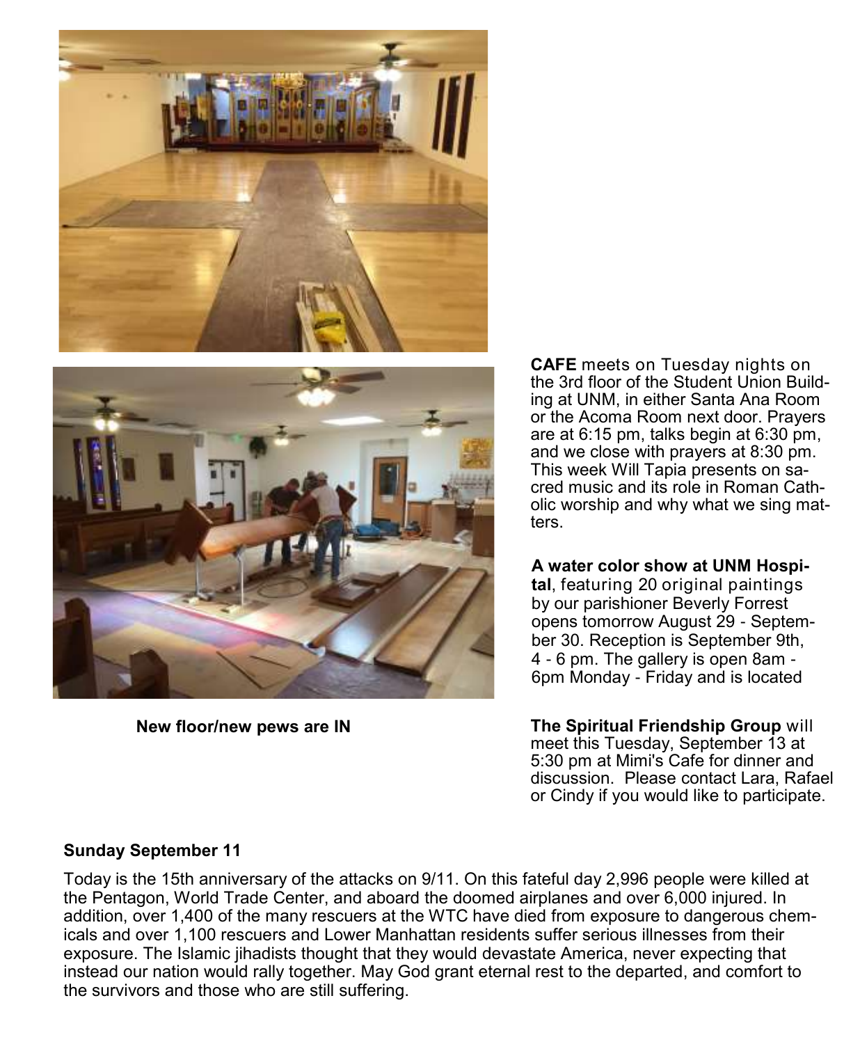New floor/new pews are IN

**CAFE** meets on Tuesday nights on the 3rd floor of the Student Union Building at UNM, in either Santa Ana Room or the Acoma Room next door. Prayers are at 6:15 pm, talks begin at 6:30 pm, and we close with prayers at 8:30 pm. This week Will Tapia presents on sacred music and its role in Roman Catholic worship and why what we sing matters.

**A water color show at UNM Hospital**, featuring 20 original paintings by our parishioner Beverly Forrest opens tomorrow August 29 - September 30. Reception is September 9th, 4 - 6 pm. The gallery is open 8am - 6pm Monday - Friday and is located

**The Spiritual Friendship Group** will meet this Tuesday, September 13 at 5:30 pm at Mimi's Cafe for dinner and discussion. Please contact Lara, Rafael or Cindy if you would like to participate.

**Sunday September 11**

Today is the 15th anniversary of the attacks on 9/11. On this fateful day 2,996 people were killed at the Pentagon, World Trade Center, and aboard the doomed airplanes and over 6,000 injured. In addition, over 1,400 of the many rescuers at the WTC have died from exposure to dangerous chemicals and over 1,100 rescuers and Lower Manhattan residents suffer serious illnesses from their exposure. The Islamic jihadists thought that they would devastate America, never expecting that instead our nation would rally together. May God grant eternal rest to the departed, and comfort to the survivors and those who are still suffering.